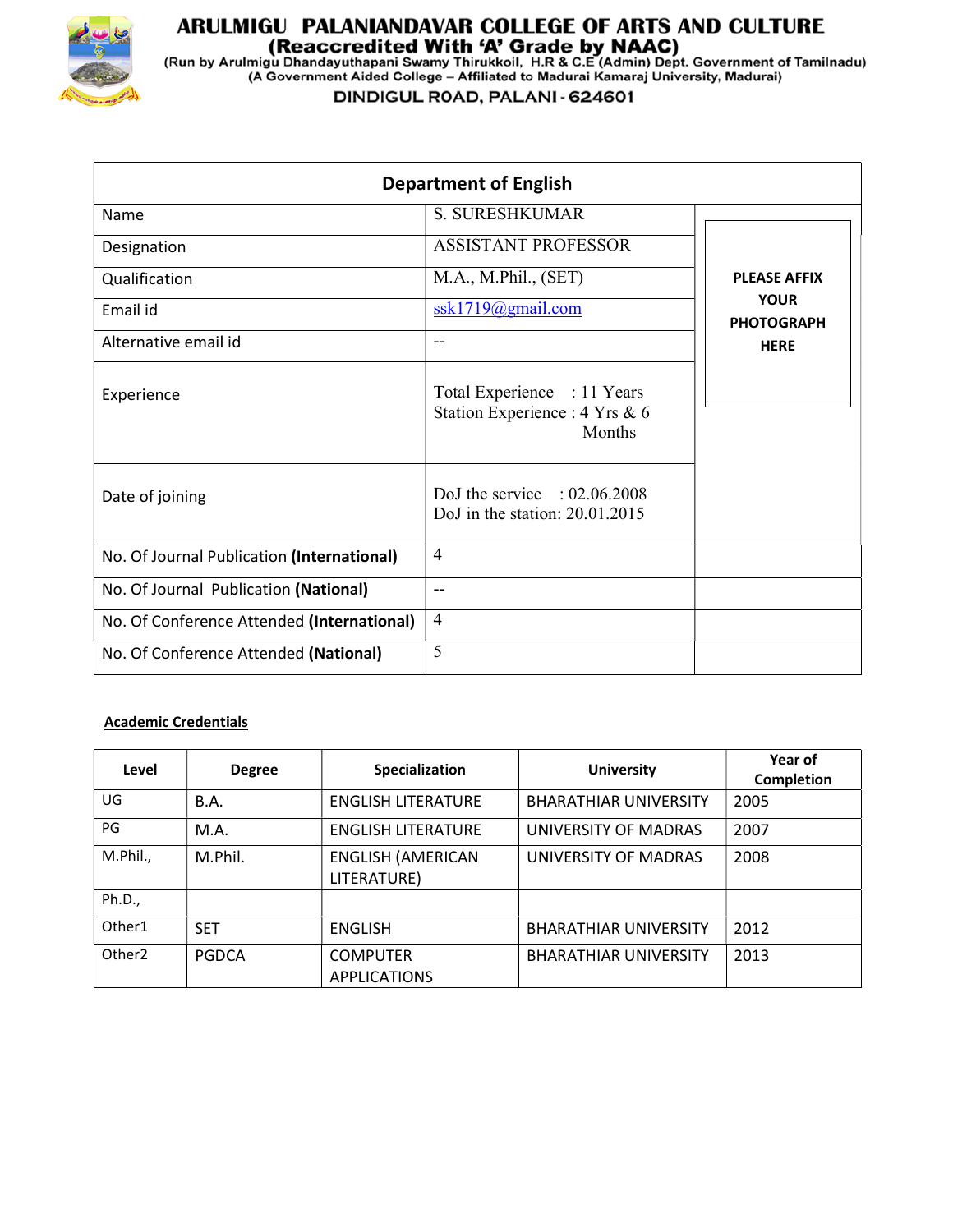# ARULMIGU PALANIANDAVAR COLLEGE OF ARTS AND CULTURE

**(Reaccredited With 'A' Grade by NAAC)**

(Run by Arulmigu Dhandayuthapani Swamy Thirukkoil, H.R & C.E (Admin) Dept. Government of Tamilnadu)

(A Government Aided College – Affiliated to Madurai Kamaraj University, Madurai)

DINDIGUL ROAD, PALANI - 624601

## Department of English

| | | |
|---|---|---|
| Name | S. SURESHKUMAR | PLEASE AFFIX YOUR PHOTOGRAPH HERE |
| Designation | ASSISTANT PROFESSOR | |
| Qualification | M.A., M.Phil., (SET) | |
| Email id | ssk1719@gmail.com | |
| Alternative email id | -- | |
| Experience | Total Experience : 11 Years<br>Station Experience : 4 Yrs & 6 Months | |
| Date of joining | DoJ the service : 02.06.2008<br>DoJ in the station: 20.01.2015 | |
| No. Of Journal Publication **(International)** | 4 | |
| No. Of Journal Publication **(National)** | -- | |
| No. Of Conference Attended **(International)** | 4 | |
| No. Of Conference Attended **(National)** | 5 | |

**Academic Credentials**

| Level | Degree | Specialization | University | Year of Completion |
|---|---|---|---|---|
| UG | B.A. | ENGLISH LITERATURE | BHARATHIAR UNIVERSITY | 2005 |
| PG | M.A. | ENGLISH LITERATURE | UNIVERSITY OF MADRAS | 2007 |
| M.Phil., | M.Phil. | ENGLISH (AMERICAN LITERATURE) | UNIVERSITY OF MADRAS | 2008 |
| Ph.D., | | | | |
| Other1 | SET | ENGLISH | BHARATHIAR UNIVERSITY | 2012 |
| Other2 | PGDCA | COMPUTER APPLICATIONS | BHARATHIAR UNIVERSITY | 2013 |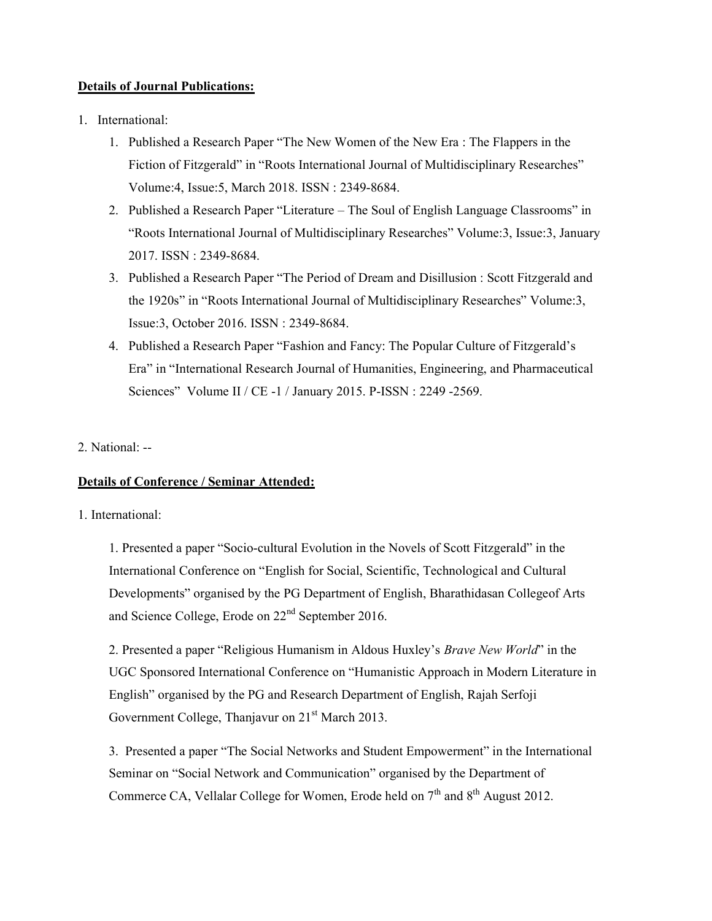**Details of Journal Publications:**

1. International:
    1. Published a Research Paper "The New Women of the New Era : The Flappers in the Fiction of Fitzgerald" in "Roots International Journal of Multidisciplinary Researches" Volume:4, Issue:5, March 2018. ISSN : 2349-8684.
    2. Published a Research Paper "Literature – The Soul of English Language Classrooms" in "Roots International Journal of Multidisciplinary Researches" Volume:3, Issue:3, January 2017. ISSN : 2349-8684.
    3. Published a Research Paper "The Period of Dream and Disillusion : Scott Fitzgerald and the 1920s" in "Roots International Journal of Multidisciplinary Researches" Volume:3, Issue:3, October 2016. ISSN : 2349-8684.
    4. Published a Research Paper "Fashion and Fancy: The Popular Culture of Fitzgerald's Era" in "International Research Journal of Humanities, Engineering, and Pharmaceutical Sciences" Volume II / CE -1 / January 2015. P-ISSN : 2249 -2569.

2. National: --

**Details of Conference / Seminar Attended:**

1. International:

1. Presented a paper "Socio-cultural Evolution in the Novels of Scott Fitzgerald" in the International Conference on "English for Social, Scientific, Technological and Cultural Developments" organised by the PG Department of English, Bharathidasan Collegeof Arts and Science College, Erode on 22nd September 2016.

2. Presented a paper "Religious Humanism in Aldous Huxley's *Brave New World*" in the UGC Sponsored International Conference on "Humanistic Approach in Modern Literature in English" organised by the PG and Research Department of English, Rajah Serfoji Government College, Thanjavur on 21st March 2013.

3. Presented a paper "The Social Networks and Student Empowerment" in the International Seminar on "Social Network and Communication" organised by the Department of Commerce CA, Vellalar College for Women, Erode held on 7th and 8th August 2012.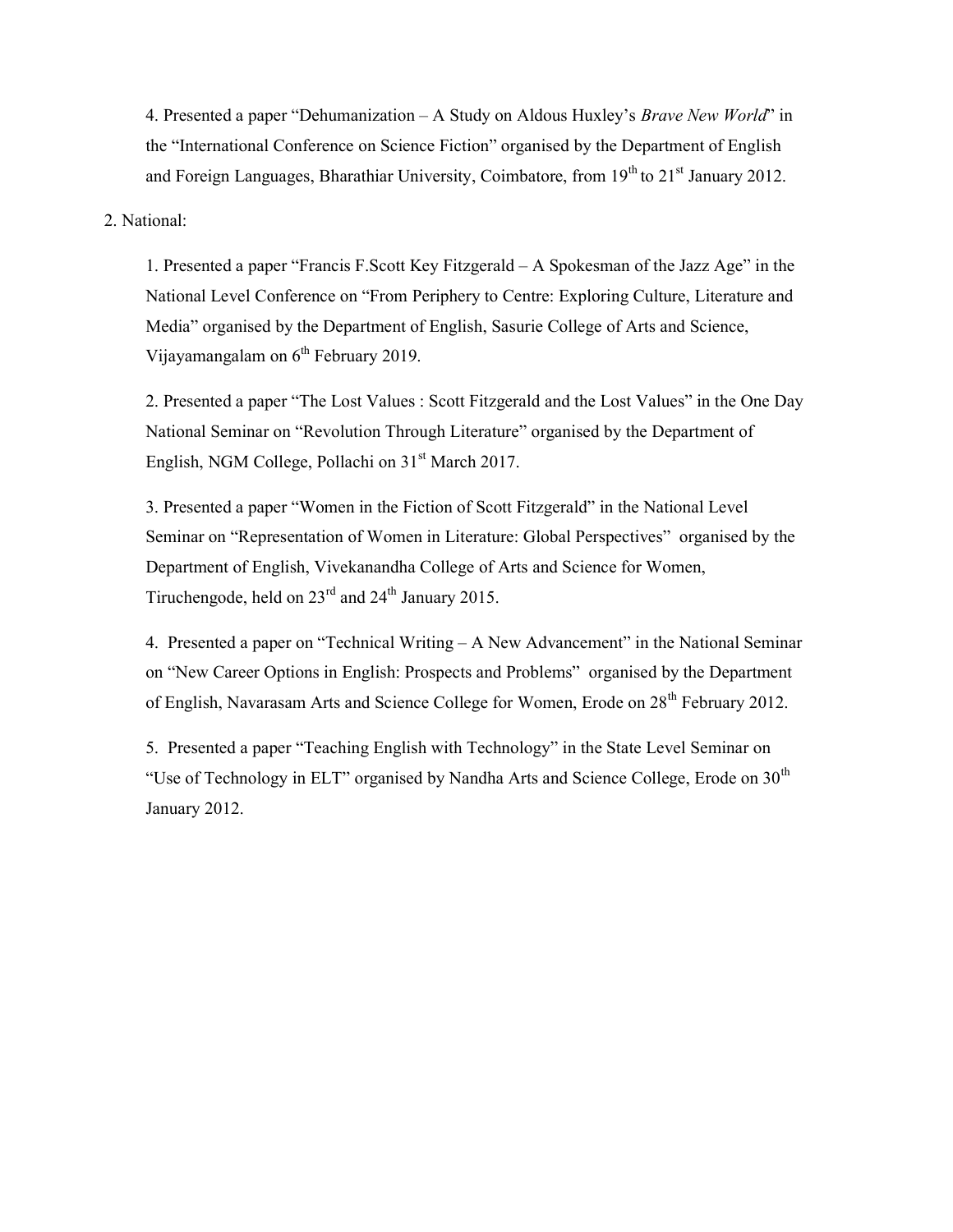4. Presented a paper "Dehumanization – A Study on Aldous Huxley's *Brave New World*" in the "International Conference on Science Fiction" organised by the Department of English and Foreign Languages, Bharathiar University, Coimbatore, from 19th to 21st January 2012.

2. National:

1. Presented a paper "Francis F.Scott Key Fitzgerald – A Spokesman of the Jazz Age" in the National Level Conference on "From Periphery to Centre: Exploring Culture, Literature and Media" organised by the Department of English, Sasurie College of Arts and Science, Vijayamangalam on 6th February 2019.

2. Presented a paper "The Lost Values : Scott Fitzgerald and the Lost Values" in the One Day National Seminar on "Revolution Through Literature" organised by the Department of English, NGM College, Pollachi on 31st March 2017.

3. Presented a paper "Women in the Fiction of Scott Fitzgerald" in the National Level Seminar on "Representation of Women in Literature: Global Perspectives" organised by the Department of English, Vivekanandha College of Arts and Science for Women, Tiruchengode, held on 23rd and 24th January 2015.

4. Presented a paper on "Technical Writing – A New Advancement" in the National Seminar on "New Career Options in English: Prospects and Problems" organised by the Department of English, Navarasam Arts and Science College for Women, Erode on 28th February 2012.

5. Presented a paper "Teaching English with Technology" in the State Level Seminar on "Use of Technology in ELT" organised by Nandha Arts and Science College, Erode on 30th January 2012.